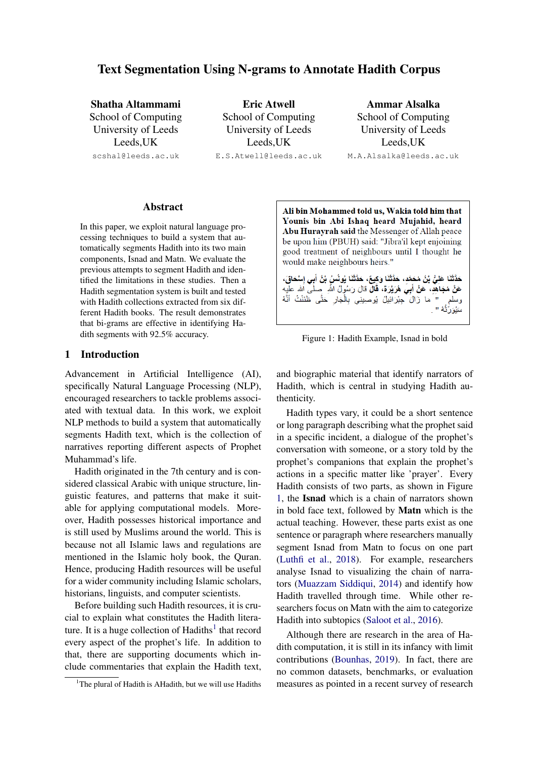# Text Segmentation Using N-grams to Annotate Hadith Corpus

**Shatha Altammami**
School of Computing
University of Leeds
Leeds,UK
scshal@leeds.ac.uk

**Eric Atwell**
School of Computing
University of Leeds
Leeds,UK
E.S.Atwell@leeds.ac.uk

**Ammar Alsalka**
School of Computing
University of Leeds
Leeds,UK
M.A.Alsalka@leeds.ac.uk

## Abstract

In this paper, we exploit natural language processing techniques to build a system that automatically segments Hadith into its two main components, Isnad and Matn. We evaluate the previous attempts to segment Hadith and identified the limitations in these studies. Then a Hadith segmentation system is built and tested with Hadith collections extracted from six different Hadith books. The result demonstrates that bi-grams are effective in identifying Hadith segments with 92.5% accuracy.

## 1 Introduction

Advancement in Artificial Intelligence (AI), specifically Natural Language Processing (NLP), encouraged researchers to tackle problems associated with textual data. In this work, we exploit NLP methods to build a system that automatically segments Hadith text, which is the collection of narratives reporting different aspects of Prophet Muhammad's life.

Hadith originated in the 7th century and is considered classical Arabic with unique structure, linguistic features, and patterns that make it suitable for applying computational models. Moreover, Hadith possesses historical importance and is still used by Muslims around the world. This is because not all Islamic laws and regulations are mentioned in the Islamic holy book, the Quran. Hence, producing Hadith resources will be useful for a wider community including Islamic scholars, historians, linguists, and computer scientists.

Before building such Hadith resources, it is crucial to explain what constitutes the Hadith literature. It is a huge collection of Hadiths[1] that record every aspect of the prophet's life. In addition to that, there are supporting documents which include commentaries that explain the Hadith text, and biographic material that identify narrators of Hadith, which is central in studying Hadith authenticity.

[1]The plural of Hadith is AHadith, but we will use Hadiths

> **Ali bin Mohammed told us, Wakia told him that Younis bin Abi Ishaq heard Mujahid, heard Abu Hurayrah said** the Messenger of Allah peace be upon him (PBUH) said: "Jibra'il kept enjoining good treatment of neighbours until I thought he would make neighbours heirs."
>
> **حَدَّثَنَا عَلِيُّ بْنُ مُحَمَّدٍ، حَدَّثَنَا وَكِيعٌ، حَدَّثَنَا يُونُسُ بْنُ أَبِي إِسْحَاقَ، عَنْ مُجَاهِدٍ، عَنْ أَبِي هُرَيْرَةَ، قَالَ** قَالَ رَسُولُ اللَّهِ صلى الله عليه وسلم " مَا زَالَ جِبْرَائِيلُ يُوصِينِي بِالْجَارِ حَتَّى ظَنَنْتُ أَنَّهُ سَيُوَرِّثُهُ " .

Figure 1: Hadith Example, Isnad in bold

Hadith types vary, it could be a short sentence or long paragraph describing what the prophet said in a specific incident, a dialogue of the prophet's conversation with someone, or a story told by the prophet's companions that explain the prophet's actions in a specific matter like 'prayer'. Every Hadith consists of two parts, as shown in Figure 1, the **Isnad** which is a chain of narrators shown in bold face text, followed by **Matn** which is the actual teaching. However, these parts exist as one sentence or paragraph where researchers manually segment Isnad from Matn to focus on one part (Luthfi et al., 2018). For example, researchers analyse Isnad to visualizing the chain of narrators (Muazzam Siddiqui, 2014) and identify how Hadith travelled through time. While other researchers focus on Matn with the aim to categorize Hadith into subtopics (Saloot et al., 2016).

Although there are research in the area of Hadith computation, it is still in its infancy with limit contributions (Bounhas, 2019). In fact, there are no common datasets, benchmarks, or evaluation measures as pointed in a recent survey of research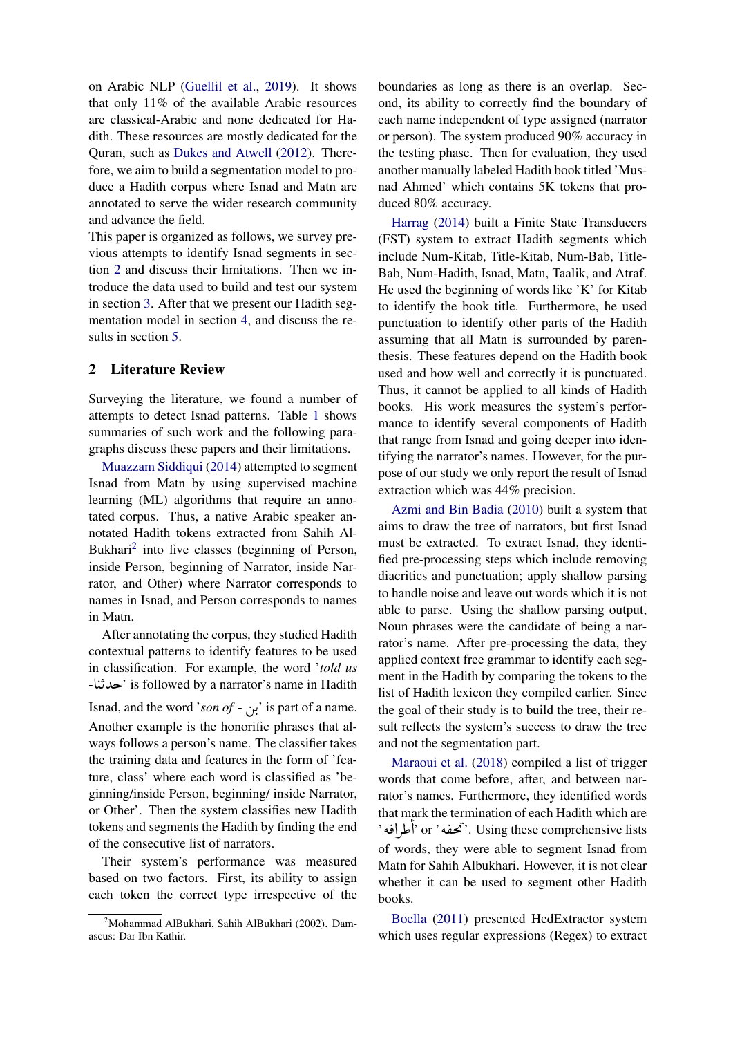on Arabic NLP (Guellil et al., 2019). It shows that only 11% of the available Arabic resources are classical-Arabic and none dedicated for Hadith. These resources are mostly dedicated for the Quran, such as Dukes and Atwell (2012). Therefore, we aim to build a segmentation model to produce a Hadith corpus where Isnad and Matn are annotated to serve the wider research community and advance the field.

This paper is organized as follows, we survey previous attempts to identify Isnad segments in section 2 and discuss their limitations. Then we introduce the data used to build and test our system in section 3. After that we present our Hadith segmentation model in section 4, and discuss the results in section 5.

## 2 Literature Review

Surveying the literature, we found a number of attempts to detect Isnad patterns. Table 1 shows summaries of such work and the following paragraphs discuss these papers and their limitations.

Muazzam Siddiqui (2014) attempted to segment Isnad from Matn by using supervised machine learning (ML) algorithms that require an annotated corpus. Thus, a native Arabic speaker annotated Hadith tokens extracted from Sahih Al-Bukhari[2] into five classes (beginning of Person, inside Person, beginning of Narrator, inside Narrator, and Other) where Narrator corresponds to names in Isnad, and Person corresponds to names in Matn.

After annotating the corpus, they studied Hadith contextual patterns to identify features to be used in classification. For example, the word '*told us* -حدثنا' is followed by a narrator's name in Hadith Isnad, and the word '*son of* - بن' is part of a name. Another example is the honorific phrases that always follows a person's name. The classifier takes the training data and features in the form of 'feature, class' where each word is classified as 'beginning/inside Person, beginning/ inside Narrator, or Other'. Then the system classifies new Hadith tokens and segments the Hadith by finding the end of the consecutive list of narrators.

Their system's performance was measured based on two factors. First, its ability to assign each token the correct type irrespective of the boundaries as long as there is an overlap. Second, its ability to correctly find the boundary of each name independent of type assigned (narrator or person). The system produced 90% accuracy in the testing phase. Then for evaluation, they used another manually labeled Hadith book titled 'Musnad Ahmed' which contains 5K tokens that produced 80% accuracy.

Harrag (2014) built a Finite State Transducers (FST) system to extract Hadith segments which include Num-Kitab, Title-Kitab, Num-Bab, Title-Bab, Num-Hadith, Isnad, Matn, Taalik, and Atraf. He used the beginning of words like 'K' for Kitab to identify the book title. Furthermore, he used punctuation to identify other parts of the Hadith assuming that all Matn is surrounded by parenthesis. These features depend on the Hadith book used and how well and correctly it is punctuated. Thus, it cannot be applied to all kinds of Hadith books. His work measures the system's performance to identify several components of Hadith that range from Isnad and going deeper into identifying the narrator's names. However, for the purpose of our study we only report the result of Isnad extraction which was 44% precision.

Azmi and Bin Badia (2010) built a system that aims to draw the tree of narrators, but first Isnad must be extracted. To extract Isnad, they identified pre-processing steps which include removing diacritics and punctuation; apply shallow parsing to handle noise and leave out words which it is not able to parse. Using the shallow parsing output, Noun phrases were the candidate of being a narrator's name. After pre-processing the data, they applied context free grammar to identify each segment in the Hadith by comparing the tokens to the list of Hadith lexicon they compiled earlier. Since the goal of their study is to build the tree, their result reflects the system's success to draw the tree and not the segmentation part.

Maraoui et al. (2018) compiled a list of trigger words that come before, after, and between narrator's names. Furthermore, they identified words that mark the termination of each Hadith which are 'أطرافه' or 'تحفه'. Using these comprehensive lists of words, they were able to segment Isnad from Matn for Sahih Albukhari. However, it is not clear whether it can be used to segment other Hadith books.

Boella (2011) presented HedExtractor system which uses regular expressions (Regex) to extract

[2] Mohammad AlBukhari, Sahih AlBukhari (2002). Damascus: Dar Ibn Kathir.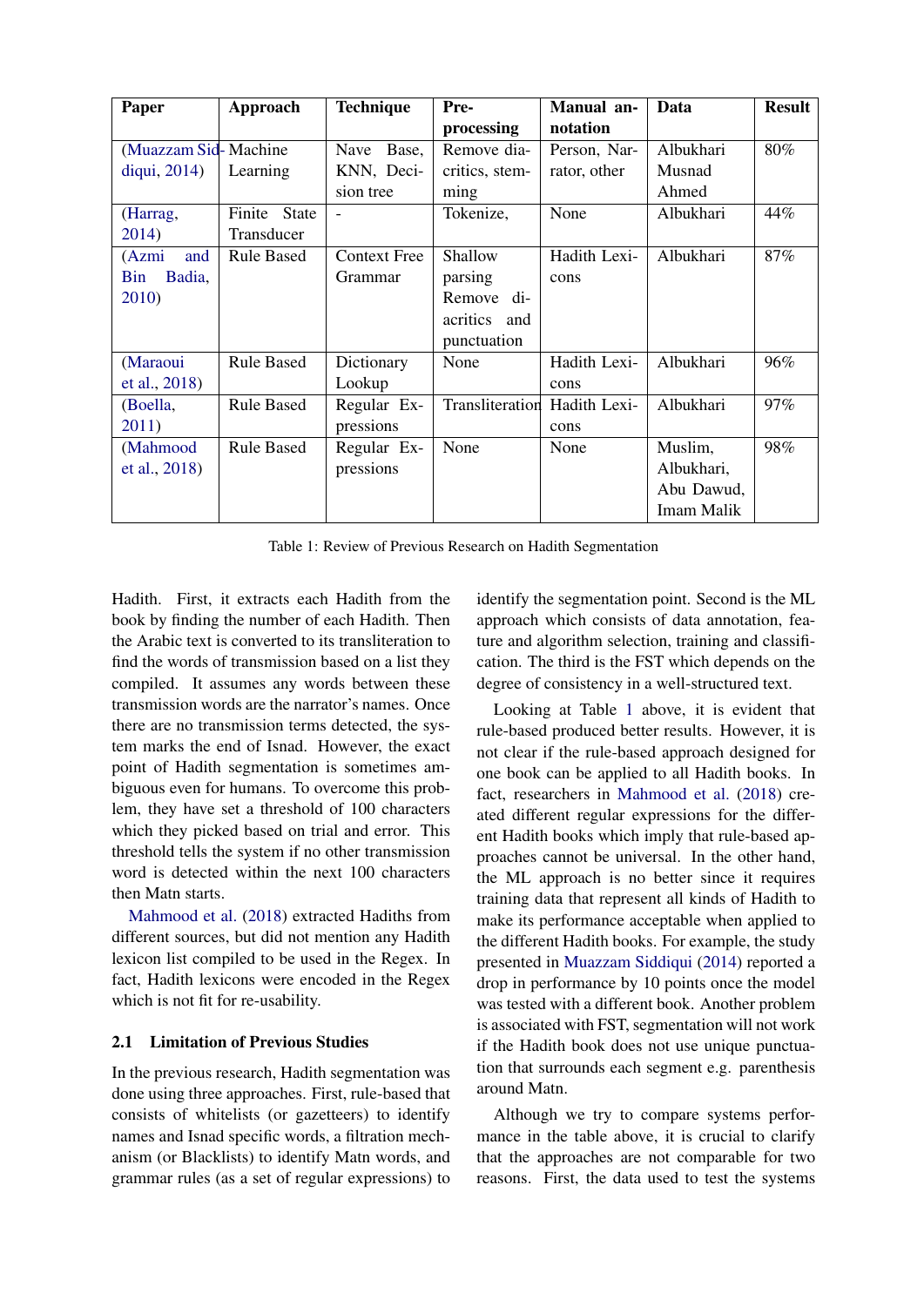| Paper | Approach | Technique | Pre-processing | Manual annotation | Data | Result |
|---|---|---|---|---|---|---|
| (Muazzam Siddiqui, 2014) | Machine Learning | Nave Base, KNN, Decision tree | Remove diacritics, stemming | Person, Narrator, other | Albukhari Musnad Ahmed | 80% |
| (Harrag, 2014) | Finite State Transducer | - | Tokenize, | None | Albukhari | 44% |
| (Azmi and Bin Badia, 2010) | Rule Based | Context Free Grammar | Shallow parsing Remove diacritics and punctuation | Hadith Lexicons | Albukhari | 87% |
| (Maraoui et al., 2018) | Rule Based | Dictionary Lookup | None | Hadith Lexicons | Albukhari | 96% |
| (Boella, 2011) | Rule Based | Regular Expressions | Transliteration | Hadith Lexicons | Albukhari | 97% |
| (Mahmood et al., 2018) | Rule Based | Regular Expressions | None | None | Muslim, Albukhari, Abu Dawud, Imam Malik | 98% |

Table 1: Review of Previous Research on Hadith Segmentation

Hadith. First, it extracts each Hadith from the book by finding the number of each Hadith. Then the Arabic text is converted to its transliteration to find the words of transmission based on a list they compiled. It assumes any words between these transmission words are the narrator's names. Once there are no transmission terms detected, the system marks the end of Isnad. However, the exact point of Hadith segmentation is sometimes ambiguous even for humans. To overcome this problem, they have set a threshold of 100 characters which they picked based on trial and error. This threshold tells the system if no other transmission word is detected within the next 100 characters then Matn starts.

Mahmood et al. (2018) extracted Hadiths from different sources, but did not mention any Hadith lexicon list compiled to be used in the Regex. In fact, Hadith lexicons were encoded in the Regex which is not fit for re-usability.

### 2.1 Limitation of Previous Studies

In the previous research, Hadith segmentation was done using three approaches. First, rule-based that consists of whitelists (or gazetteers) to identify names and Isnad specific words, a filtration mechanism (or Blacklists) to identify Matn words, and grammar rules (as a set of regular expressions) to identify the segmentation point. Second is the ML approach which consists of data annotation, feature and algorithm selection, training and classification. The third is the FST which depends on the degree of consistency in a well-structured text.

Looking at Table 1 above, it is evident that rule-based produced better results. However, it is not clear if the rule-based approach designed for one book can be applied to all Hadith books. In fact, researchers in Mahmood et al. (2018) created different regular expressions for the different Hadith books which imply that rule-based approaches cannot be universal. In the other hand, the ML approach is no better since it requires training data that represent all kinds of Hadith to make its performance acceptable when applied to the different Hadith books. For example, the study presented in Muazzam Siddiqui (2014) reported a drop in performance by 10 points once the model was tested with a different book. Another problem is associated with FST, segmentation will not work if the Hadith book does not use unique punctuation that surrounds each segment e.g. parenthesis around Matn.

Although we try to compare systems performance in the table above, it is crucial to clarify that the approaches are not comparable for two reasons. First, the data used to test the systems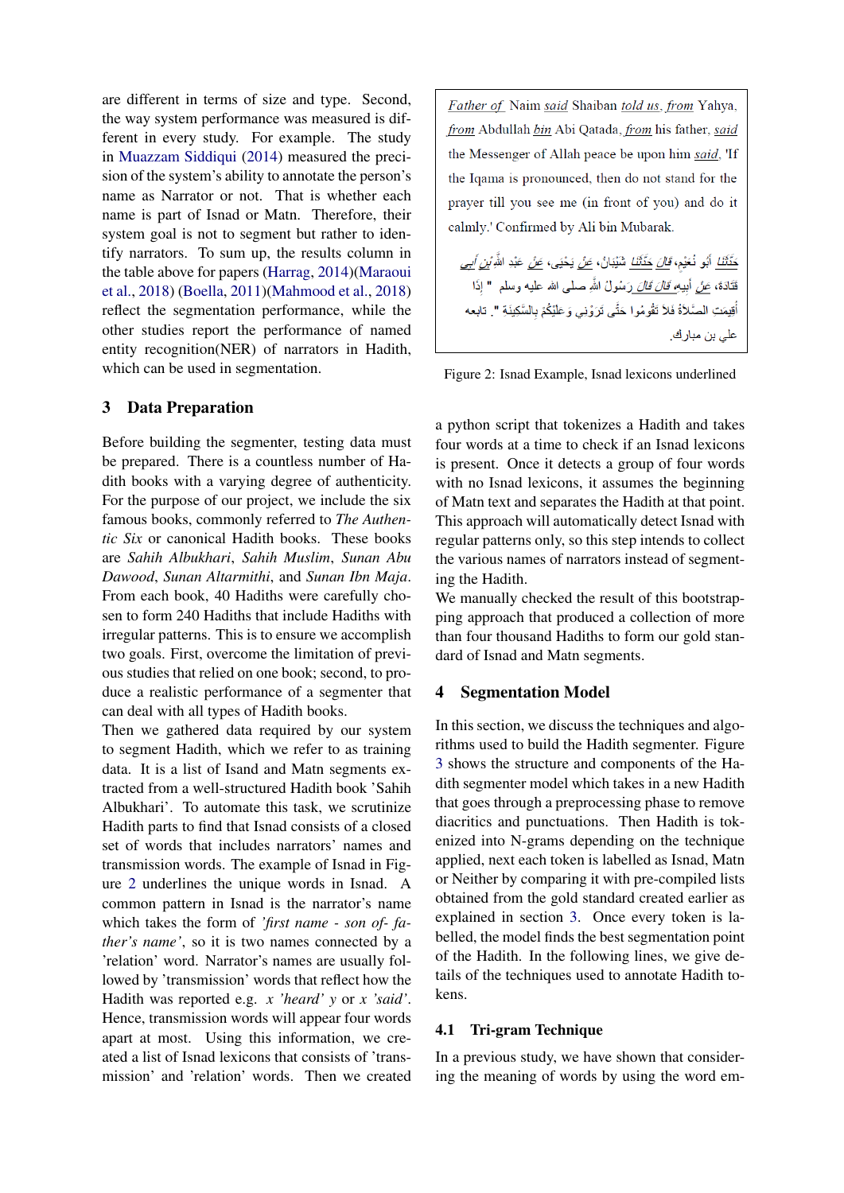are different in terms of size and type. Second, the way system performance was measured is different in every study. For example. The study in Muazzam Siddiqui (2014) measured the precision of the system's ability to annotate the person's name as Narrator or not. That is whether each name is part of Isnad or Matn. Therefore, their system goal is not to segment but rather to identify narrators. To sum up, the results column in the table above for papers (Harrag, 2014)(Maraoui et al., 2018) (Boella, 2011)(Mahmood et al., 2018) reflect the segmentation performance, while the other studies report the performance of named entity recognition(NER) of narrators in Hadith, which can be used in segmentation.

## 3 Data Preparation

Before building the segmenter, testing data must be prepared. There is a countless number of Hadith books with a varying degree of authenticity. For the purpose of our project, we include the six famous books, commonly referred to *The Authentic Six* or canonical Hadith books. These books are *Sahih Albukhari*, *Sahih Muslim*, *Sunan Abu Dawood*, *Sunan Altarmithi*, and *Sunan Ibn Maja*. From each book, 40 Hadiths were carefully chosen to form 240 Hadiths that include Hadiths with irregular patterns. This is to ensure we accomplish two goals. First, overcome the limitation of previous studies that relied on one book; second, to produce a realistic performance of a segmenter that can deal with all types of Hadith books.
Then we gathered data required by our system to segment Hadith, which we refer to as training data. It is a list of Isand and Matn segments extracted from a well-structured Hadith book 'Sahih Albukhari'. To automate this task, we scrutinize Hadith parts to find that Isnad consists of a closed set of words that includes narrators' names and transmission words. The example of Isnad in Figure 2 underlines the unique words in Isnad. A common pattern in Isnad is the narrator's name which takes the form of *'first name - son of- father's name'*, so it is two names connected by a 'relation' word. Narrator's names are usually followed by 'transmission' words that reflect how the Hadith was reported e.g. *x 'heard' y* or *x 'said'*. Hence, transmission words will appear four words apart at most. Using this information, we created a list of Isnad lexicons that consists of 'transmission' and 'relation' words. Then we created a python script that tokenizes a Hadith and takes four words at a time to check if an Isnad lexicons is present. Once it detects a group of four words with no Isnad lexicons, it assumes the beginning of Matn text and separates the Hadith at that point. This approach will automatically detect Isnad with regular patterns only, so this step intends to collect the various names of narrators instead of segmenting the Hadith.
We manually checked the result of this bootstrapping approach that produced a collection of more than four thousand Hadiths to form our gold standard of Isnad and Matn segments.

> <u>Father of</u> Naim <u>said</u> Shaiban <u>told us</u>, <u>from</u> Yahya, <u>from</u> Abdullah <u>bin</u> Abi Qatada, <u>from</u> his father, <u>said</u> the Messenger of Allah peace be upon him <u>said</u>, 'If the Iqama is pronounced, then do not stand for the prayer till you see me (in front of you) and do it calmly.' Confirmed by Ali bin Mubarak.
>
> <u>حَدَّثَنَا</u> أَبُو نُعَيْمٍ، <u>قَالَ حَدَّثَنَا</u> شَيْبَانُ، <u>عَنْ</u> يَحْيَى، <u>عَنْ</u> عَبْدِ اللَّهِ <u>بْنِ أَبِي</u> قَتَادَةَ، <u>عَنْ</u> أَبِيهِ <u>قَالَ قَالَ</u> رَسُولُ اللَّهِ صلى الله عليه وسلم " إِذَا أُقِيمَتِ الصَّلاَةُ فَلاَ تَقُومُوا حَتَّى تَرَوْنِي وَعَلَيْكُمْ بِالسَّكِينَةِ ". تابعه علي بن مبارك.

Figure 2: Isnad Example, Isnad lexicons underlined

## 4 Segmentation Model

In this section, we discuss the techniques and algorithms used to build the Hadith segmenter. Figure 3 shows the structure and components of the Hadith segmenter model which takes in a new Hadith that goes through a preprocessing phase to remove diacritics and punctuations. Then Hadith is tokenized into N-grams depending on the technique applied, next each token is labelled as Isnad, Matn or Neither by comparing it with pre-compiled lists obtained from the gold standard created earlier as explained in section 3. Once every token is labelled, the model finds the best segmentation point of the Hadith. In the following lines, we give details of the techniques used to annotate Hadith tokens.

### 4.1 Tri-gram Technique

In a previous study, we have shown that considering the meaning of words by using the word em-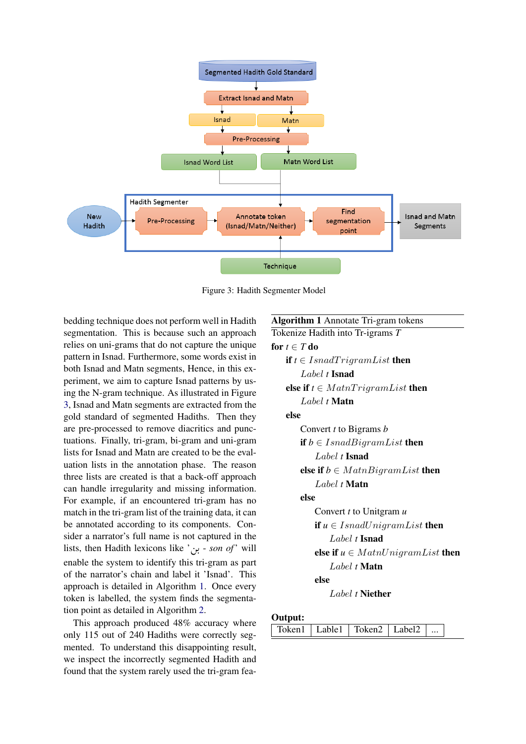Figure 3: Hadith Segmenter Model

bedding technique does not perform well in Hadith segmentation. This is because such an approach relies on uni-grams that do not capture the unique pattern in Isnad. Furthermore, some words exist in both Isnad and Matn segments, Hence, in this experiment, we aim to capture Isnad patterns by using the N-gram technique. As illustrated in Figure 3, Isnad and Matn segments are extracted from the gold standard of segmented Hadiths. Then they are pre-processed to remove diacritics and punctuations. Finally, tri-gram, bi-gram and uni-gram lists for Isnad and Matn are created to be the evaluation lists in the annotation phase. The reason three lists are created is that a back-off approach can handle irregularity and missing information. For example, if an encountered tri-gram has no match in the tri-gram list of the training data, it can be annotated according to its components. Consider a narrator's full name is not captured in the lists, then Hadith lexicons like 'بن - *son of*' will enable the system to identify this tri-gram as part of the narrator's chain and label it 'Isnad'. This approach is detailed in Algorithm 1. Once every token is labelled, the system finds the segmentation point as detailed in Algorithm 2.

This approach produced 48% accuracy where only 115 out of 240 Hadiths were correctly segmented. To understand this disappointing result, we inspect the incorrectly segmented Hadith and found that the system rarely used the tri-gram fea-

**Algorithm 1** Annotate Tri-gram tokens

```
Tokenize Hadith into Tr-igrams T
for t ∈ T do
    if t ∈ IsnadTrigramList then
        Label t Isnad
    else if t ∈ MatnTrigramList then
        Label t Matn
    else
        Convert t to Bigrams b
        if b ∈ IsnadBigramList then
            Label t Isnad
        else if b ∈ MatnBigramList then
            Label t Matn
        else
            Convert t to Unitgram u
            if u ∈ IsnadUnigramList then
                Label t Isnad
            else if u ∈ MatnUnigramList then
                Label t Matn
            else
                Label t Niether
```

**Output:**

| Token1 | Lable1 | Token2 | Label2 | ... |
|---|---|---|---|---|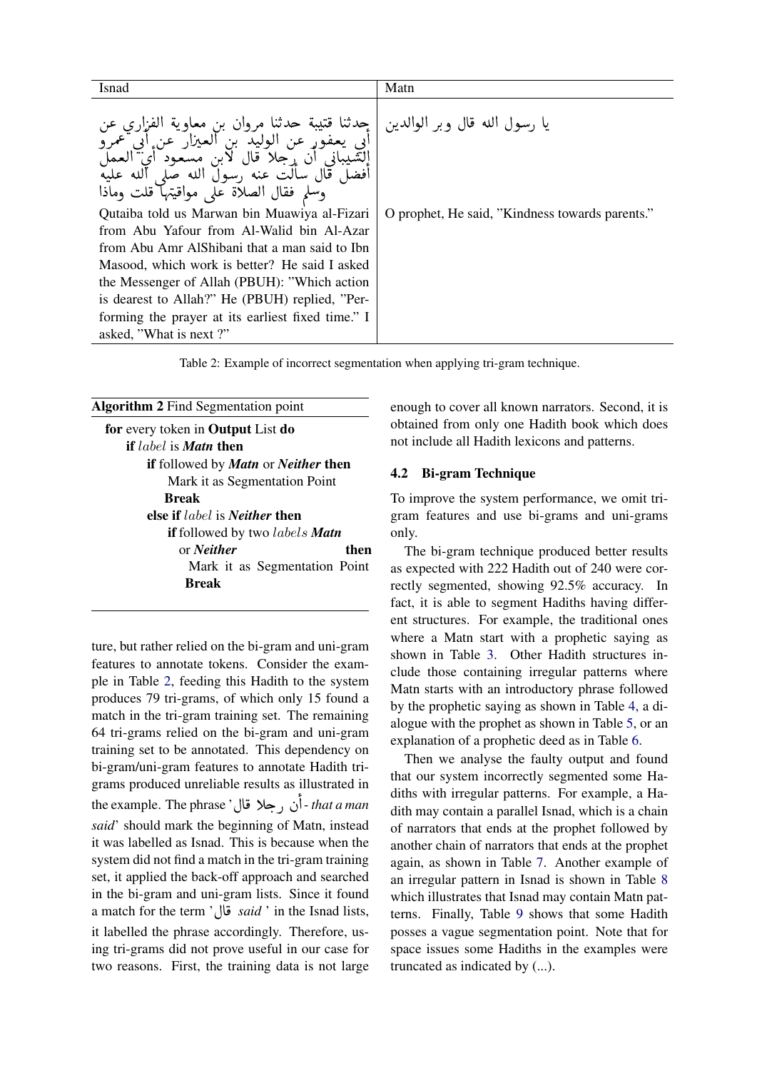| Isnad | Matn |
|---|---|
| حدثنا قتيبة حدثنا مروان بن معاوية الفزاري عن أبي يعفور عن الوليد بن العيزار عن أبي عمرو الشيباني أن رجلا قال لابن مسعود أي العمل أفضل قال سألت عنه رسول الله صلى الله عليه وسلم فقال الصلاة على مواقيتها قلت وماذا | يا رسول الله قال وبر الوالدين |
| Qutaiba told us Marwan bin Muawiya al-Fizari from Abu Yafour from Al-Walid bin Al-Azar from Abu Amr AlShibani that a man said to Ibn Masood, which work is better? He said I asked the Messenger of Allah (PBUH): "Which action is dearest to Allah?" He (PBUH) replied, "Performing the prayer at its earliest fixed time." I asked, "What is next ?" | O prophet, He said, "Kindness towards parents." |

Table 2: Example of incorrect segmentation when applying tri-gram technique.

**Algorithm 2** Find Segmentation point

```
for every token in Output List do
    if label is Matn then
        if followed by Matn or Neither then
            Mark it as Segmentation Point
            Break
    else if label is Neither then
        if followed by two labels Matn or Neither then
            Mark it as Segmentation Point
            Break
```

ture, but rather relied on the bi-gram and uni-gram features to annotate tokens. Consider the example in Table 2, feeding this Hadith to the system produces 79 tri-grams, of which only 15 found a match in the tri-gram training set. The remaining 64 tri-grams relied on the bi-gram and uni-gram training set to be annotated. This dependency on bi-gram/uni-gram features to annotate Hadith tri-grams produced unreliable results as illustrated in the example. The phrase 'أن رجلا قال - *that a man said*' should mark the beginning of Matn, instead it was labelled as Isnad. This is because when the system did not find a match in the tri-gram training set, it applied the back-off approach and searched in the bi-gram and uni-gram lists. Since it found a match for the term 'قال *said*' in the Isnad lists, it labelled the phrase accordingly. Therefore, using tri-grams did not prove useful in our case for two reasons. First, the training data is not large enough to cover all known narrators. Second, it is obtained from only one Hadith book which does not include all Hadith lexicons and patterns.

### 4.2 Bi-gram Technique

To improve the system performance, we omit tri-gram features and use bi-grams and uni-grams only.

The bi-gram technique produced better results as expected with 222 Hadith out of 240 were correctly segmented, showing 92.5% accuracy. In fact, it is able to segment Hadiths having different structures. For example, the traditional ones where a Matn start with a prophetic saying as shown in Table 3. Other Hadith structures include those containing irregular patterns where Matn starts with an introductory phrase followed by the prophetic saying as shown in Table 4, a dialogue with the prophet as shown in Table 5, or an explanation of a prophetic deed as in Table 6.

Then we analyse the faulty output and found that our system incorrectly segmented some Hadiths with irregular patterns. For example, a Hadith may contain a parallel Isnad, which is a chain of narrators that ends at the prophet followed by another chain of narrators that ends at the prophet again, as shown in Table 7. Another example of an irregular pattern in Isnad is shown in Table 8 which illustrates that Isnad may contain Matn patterns. Finally, Table 9 shows that some Hadith posses a vague segmentation point. Note that for space issues some Hadiths in the examples were truncated as indicated by (...).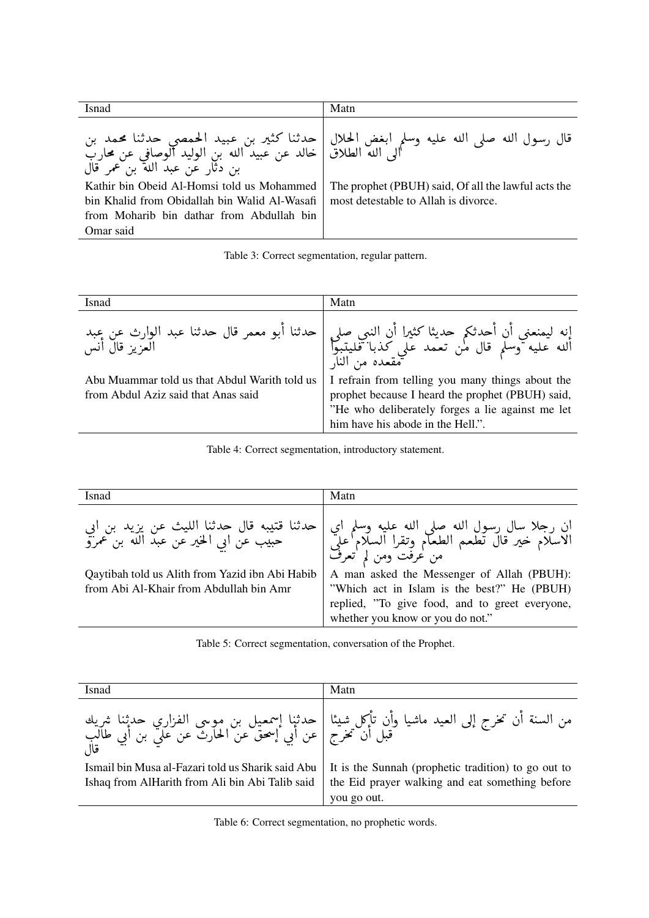| Isnad | Matn |
|---|---|
| حدثنا كثير بن عبيد الحمصي حدثنا محمد بن خالد عن عبيد الله بن الوليد الوصافي عن محارب بن دثار عن عبد الله بن عمر قال | قال رسول الله صلى الله عليه وسلم ابغض الحلال الى الله الطلاق |
| Kathir bin Obeid Al-Homsi told us Mohammed bin Khalid from Obidallah bin Walid Al-Wasafi from Moharib bin dathar from Abdullah bin Omar said | The prophet (PBUH) said, Of all the lawful acts the most detestable to Allah is divorce. |

Table 3: Correct segmentation, regular pattern.

| Isnad | Matn |
|---|---|
| حدثنا أبو معمر قال حدثنا عبد الوارث عن عبد العزيز قال أنس | إنه ليمنعني أن أحدثكم حديثا كثيرا أن النبي صلى الله عليه وسلم قال من تعمد علي كذبا فليتبوأ مقعده من النار |
| Abu Muammar told us that Abdul Warith told us from Abdul Aziz said that Anas said | I refrain from telling you many things about the prophet because I heard the prophet (PBUH) said, "He who deliberately forges a lie against me let him have his abode in the Hell.". |

Table 4: Correct segmentation, introductory statement.

| Isnad | Matn |
|---|---|
| حدثنا قتيبه قال حدثنا الليث عن يزيد بن ابي حبيب عن ابي الخير عن عبد الله بن عمرو | ان رجلا سال رسول الله صلى الله عليه وسلم اي الاسلام خير قال تطعم الطعام وتقرا السلام على من عرفت ومن لم تعرف |
| Qaytibah told us Alith from Yazid ibn Abi Habib from Abi Al-Khair from Abdullah bin Amr | A man asked the Messenger of Allah (PBUH): "Which act in Islam is the best?" He (PBUH) replied, "To give food, and to greet everyone, whether you know or you do not." |

Table 5: Correct segmentation, conversation of the Prophet.

| Isnad | Matn |
|---|---|
| حدثنا إسمعيل بن موسى الفزاري حدثنا شريك عن أبي إسحق عن الحارث عن علي بن أبي طالب قال | من السنة أن تخرج إلى العيد ماشيا وأن تأكل شيئا قبل أن تخرج |
| Ismail bin Musa al-Fazari told us Sharik said Abu Ishaq from AlHarith from Ali bin Abi Talib said | It is the Sunnah (prophetic tradition) to go out to the Eid prayer walking and eat something before you go out. |

Table 6: Correct segmentation, no prophetic words.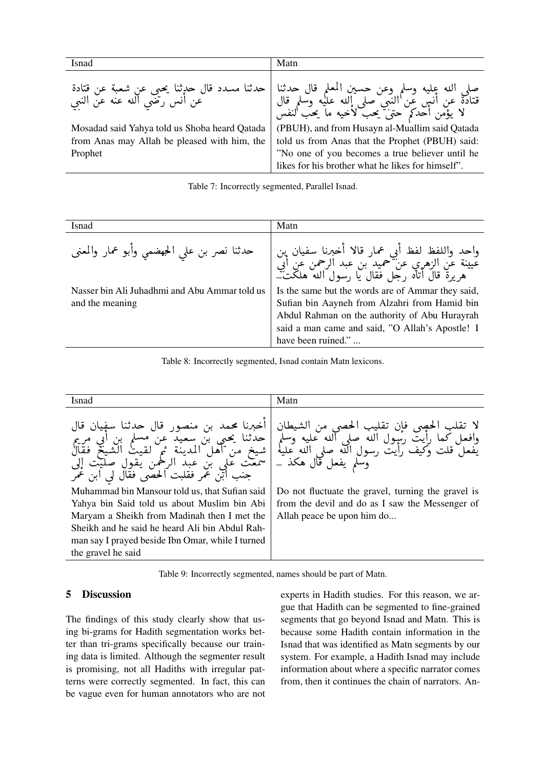| Isnad | Matn |
|---|---|
| حدثنا مسدد قال حدثنا يحيى عن شعبة عن قتادة عن أنس رضي الله عنه عن النبي | صلى الله عليه وسلم وعن حسين المعلم قال حدثنا قتادة عن أنس عن النبي صلى الله عليه وسلم قال لا يؤمن أحدكم حتى يحب لأخيه ما يحب لنفسه |
| Mosadad said Yahya told us Shoba heard Qatada from Anas may Allah be pleased with him, the Prophet | (PBUH), and from Husayn al-Muallim said Qatada told us from Anas that the Prophet (PBUH) said: "No one of you becomes a true believer until he likes for his brother what he likes for himself". |

Table 7: Incorrectly segmented, Parallel Isnad.

| Isnad | Matn |
|---|---|
| حدثنا نصر بن علي الجهضمي وأبو عمار والمعنى | واحد واللفظ لفظ أبي عمار قالا أخبرنا سفيان بن عيينة عن الزهري عن حميد بن عبد الرحمن عن أبي هريرة قال أتاه رجل فقال يا رسول الله هلكت... |
| Nasser bin Ali Juhadhmi and Abu Ammar told us and the meaning | Is the same but the words are of Ammar they said, Sufian bin Aayneh from Alzahri from Hamid bin Abdul Rahman on the authority of Abu Hurayrah said a man came and said, "O Allah's Apostle! I have been ruined." ... |

Table 8: Incorrectly segmented, Isnad contain Matn lexicons.

| Isnad | Matn |
|---|---|
| أخبرنا محمد بن منصور قال حدثنا سفيان قال حدثنا يحيى بن سعيد عن مسلم بن أبي مريم شيخ من أهل المدينة ثم لقيت الشيخ فقال سمعت علي بن عبد الرحمن يقول صليت إلى جنب ابن عمر فقلبت الحصى فقال لي ابن عمر | لا تقلب الحصى فإن تقليب الحصى من الشيطان وافعل كما رأيت رسول الله صلى الله عليه وسلم يفعل قلت وكيف رأيت رسول الله صلى الله عليه وسلم يفعل قال هكذ .. |
| Muhammad bin Mansour told us, that Sufian said Yahya bin Said told us about Muslim bin Abi Maryam a Sheikh from Madinah then I met the Sheikh and he said he heard Ali bin Abdul Rahman say I prayed beside Ibn Omar, while I turned the gravel he said | Do not fluctuate the gravel, turning the gravel is from the devil and do as I saw the Messenger of Allah peace be upon him do... |

Table 9: Incorrectly segmented, names should be part of Matn.

## 5 Discussion

The findings of this study clearly show that using bi-grams for Hadith segmentation works better than tri-grams specifically because our training data is limited. Although the segmenter result is promising, not all Hadiths with irregular patterns were correctly segmented. In fact, this can be vague even for human annotators who are not experts in Hadith studies. For this reason, we argue that Hadith can be segmented to fine-grained segments that go beyond Isnad and Matn. This is because some Hadith contain information in the Isnad that was identified as Matn segments by our system. For example, a Hadith Isnad may include information about where a specific narrator comes from, then it continues the chain of narrators. An-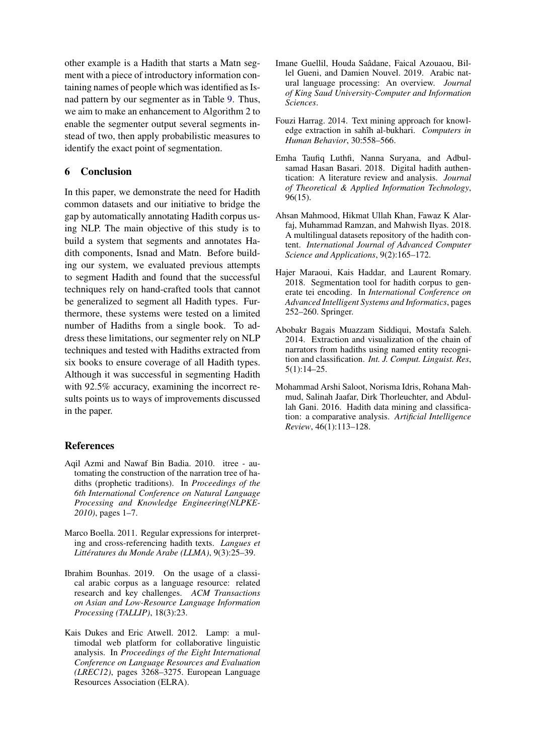other example is a Hadith that starts a Matn segment with a piece of introductory information containing names of people which was identified as Isnad pattern by our segmenter as in Table 9. Thus, we aim to make an enhancement to Algorithm 2 to enable the segmenter output several segments instead of two, then apply probabilistic measures to identify the exact point of segmentation.

## 6 Conclusion

In this paper, we demonstrate the need for Hadith common datasets and our initiative to bridge the gap by automatically annotating Hadith corpus using NLP. The main objective of this study is to build a system that segments and annotates Hadith components, Isnad and Matn. Before building our system, we evaluated previous attempts to segment Hadith and found that the successful techniques rely on hand-crafted tools that cannot be generalized to segment all Hadith types. Furthermore, these systems were tested on a limited number of Hadiths from a single book. To address these limitations, our segmenter rely on NLP techniques and tested with Hadiths extracted from six books to ensure coverage of all Hadith types. Although it was successful in segmenting Hadith with 92.5% accuracy, examining the incorrect results points us to ways of improvements discussed in the paper.

## References

Aqil Azmi and Nawaf Bin Badia. 2010. itree - automating the construction of the narration tree of hadiths (prophetic traditions). In *Proceedings of the 6th International Conference on Natural Language Processing and Knowledge Engineering(NLPKE-2010)*, pages 1–7.

Marco Boella. 2011. Regular expressions for interpreting and cross-referencing hadith texts. *Langues et Littératures du Monde Arabe (LLMA)*, 9(3):25–39.

Ibrahim Bounhas. 2019. On the usage of a classical arabic corpus as a language resource: related research and key challenges. *ACM Transactions on Asian and Low-Resource Language Information Processing (TALLIP)*, 18(3):23.

Kais Dukes and Eric Atwell. 2012. Lamp: a multimodal web platform for collaborative linguistic analysis. In *Proceedings of the Eight International Conference on Language Resources and Evaluation (LREC12)*, pages 3268–3275. European Language Resources Association (ELRA).

Imane Guellil, Houda Saâdane, Faical Azouaou, Billel Gueni, and Damien Nouvel. 2019. Arabic natural language processing: An overview. *Journal of King Saud University-Computer and Information Sciences*.

Fouzi Harrag. 2014. Text mining approach for knowledge extraction in sahîh al-bukhari. *Computers in Human Behavior*, 30:558–566.

Emha Taufiq Luthfi, Nanna Suryana, and Adbulsamad Hasan Basari. 2018. Digital hadith authentication: A literature review and analysis. *Journal of Theoretical & Applied Information Technology*, 96(15).

Ahsan Mahmood, Hikmat Ullah Khan, Fawaz K Alarfaj, Muhammad Ramzan, and Mahwish Ilyas. 2018. A multilingual datasets repository of the hadith content. *International Journal of Advanced Computer Science and Applications*, 9(2):165–172.

Hajer Maraoui, Kais Haddar, and Laurent Romary. 2018. Segmentation tool for hadith corpus to generate tei encoding. In *International Conference on Advanced Intelligent Systems and Informatics*, pages 252–260. Springer.

Abobakr Bagais Muazzam Siddiqui, Mostafa Saleh. 2014. Extraction and visualization of the chain of narrators from hadiths using named entity recognition and classification. *Int. J. Comput. Linguist. Res*, 5(1):14–25.

Mohammad Arshi Saloot, Norisma Idris, Rohana Mahmud, Salinah Jaafar, Dirk Thorleuchter, and Abdullah Gani. 2016. Hadith data mining and classification: a comparative analysis. *Artificial Intelligence Review*, 46(1):113–128.